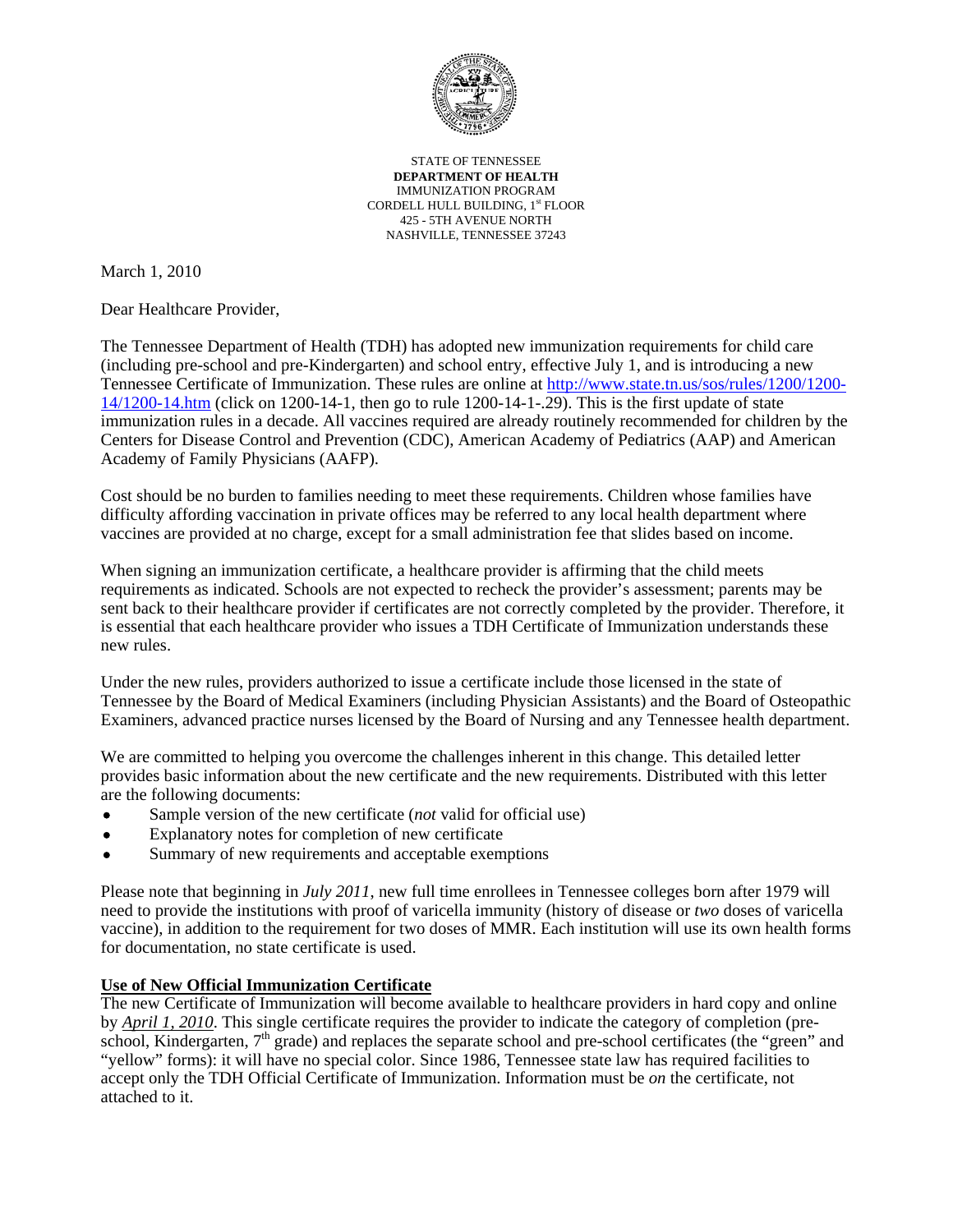STATE OF TENNESSEE
**DEPARTMENT OF HEALTH**
IMMUNIZATION PROGRAM
CORDELL HULL BUILDING, 1st FLOOR
425 - 5TH AVENUE NORTH
NASHVILLE, TENNESSEE 37243

March 1, 2010

Dear Healthcare Provider,

The Tennessee Department of Health (TDH) has adopted new immunization requirements for child care (including pre-school and pre-Kindergarten) and school entry, effective July 1, and is introducing a new Tennessee Certificate of Immunization. These rules are online at http://www.state.tn.us/sos/rules/1200/1200-14/1200-14.htm (click on 1200-14-1, then go to rule 1200-14-1-.29). This is the first update of state immunization rules in a decade. All vaccines required are already routinely recommended for children by the Centers for Disease Control and Prevention (CDC), American Academy of Pediatrics (AAP) and American Academy of Family Physicians (AAFP).

Cost should be no burden to families needing to meet these requirements. Children whose families have difficulty affording vaccination in private offices may be referred to any local health department where vaccines are provided at no charge, except for a small administration fee that slides based on income.

When signing an immunization certificate, a healthcare provider is affirming that the child meets requirements as indicated. Schools are not expected to recheck the provider's assessment; parents may be sent back to their healthcare provider if certificates are not correctly completed by the provider. Therefore, it is essential that each healthcare provider who issues a TDH Certificate of Immunization understands these new rules.

Under the new rules, providers authorized to issue a certificate include those licensed in the state of Tennessee by the Board of Medical Examiners (including Physician Assistants) and the Board of Osteopathic Examiners, advanced practice nurses licensed by the Board of Nursing and any Tennessee health department.

We are committed to helping you overcome the challenges inherent in this change. This detailed letter provides basic information about the new certificate and the new requirements. Distributed with this letter are the following documents:

- Sample version of the new certificate (*not* valid for official use)
- Explanatory notes for completion of new certificate
- Summary of new requirements and acceptable exemptions

Please note that beginning in *July 2011*, new full time enrollees in Tennessee colleges born after 1979 will need to provide the institutions with proof of varicella immunity (history of disease or *two* doses of varicella vaccine), in addition to the requirement for two doses of MMR. Each institution will use its own health forms for documentation, no state certificate is used.

**Use of New Official Immunization Certificate**

The new Certificate of Immunization will become available to healthcare providers in hard copy and online by ***April 1, 2010***. This single certificate requires the provider to indicate the category of completion (pre-school, Kindergarten, 7th grade) and replaces the separate school and pre-school certificates (the "green" and "yellow" forms): it will have no special color. Since 1986, Tennessee state law has required facilities to accept only the TDH Official Certificate of Immunization. Information must be *on* the certificate, not attached to it.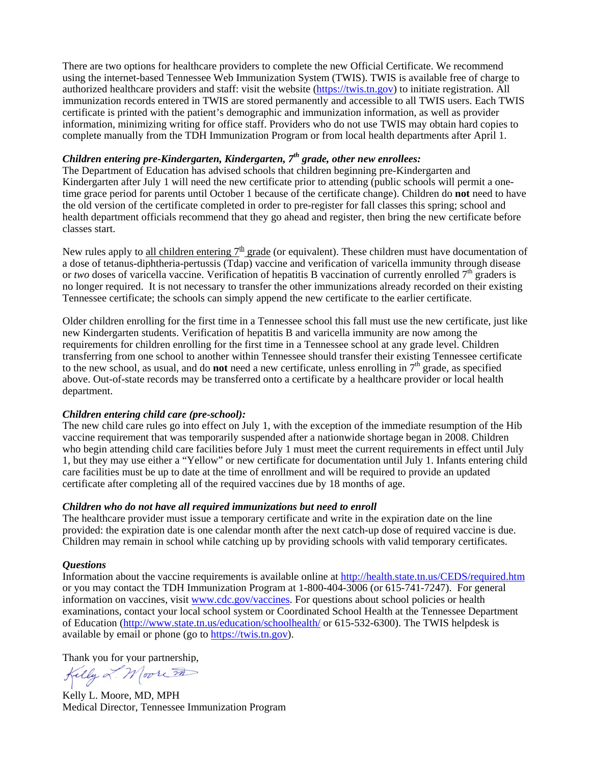There are two options for healthcare providers to complete the new Official Certificate. We recommend using the internet-based Tennessee Web Immunization System (TWIS). TWIS is available free of charge to authorized healthcare providers and staff: visit the website (https://twis.tn.gov) to initiate registration. All immunization records entered in TWIS are stored permanently and accessible to all TWIS users. Each TWIS certificate is printed with the patient's demographic and immunization information, as well as provider information, minimizing writing for office staff. Providers who do not use TWIS may obtain hard copies to complete manually from the TDH Immunization Program or from local health departments after April 1.

***Children entering pre-Kindergarten, Kindergarten, 7th grade, other new enrollees:***

The Department of Education has advised schools that children beginning pre-Kindergarten and Kindergarten after July 1 will need the new certificate prior to attending (public schools will permit a one-time grace period for parents until October 1 because of the certificate change). Children do **not** need to have the old version of the certificate completed in order to pre-register for fall classes this spring; school and health department officials recommend that they go ahead and register, then bring the new certificate before classes start.

New rules apply to all children entering 7th grade (or equivalent). These children must have documentation of a dose of tetanus-diphtheria-pertussis (Tdap) vaccine and verification of varicella immunity through disease or *two* doses of varicella vaccine. Verification of hepatitis B vaccination of currently enrolled 7th graders is no longer required. It is not necessary to transfer the other immunizations already recorded on their existing Tennessee certificate; the schools can simply append the new certificate to the earlier certificate.

Older children enrolling for the first time in a Tennessee school this fall must use the new certificate, just like new Kindergarten students. Verification of hepatitis B and varicella immunity are now among the requirements for children enrolling for the first time in a Tennessee school at any grade level. Children transferring from one school to another within Tennessee should transfer their existing Tennessee certificate to the new school, as usual, and do **not** need a new certificate, unless enrolling in 7th grade, as specified above. Out-of-state records may be transferred onto a certificate by a healthcare provider or local health department.

***Children entering child care (pre-school):***

The new child care rules go into effect on July 1, with the exception of the immediate resumption of the Hib vaccine requirement that was temporarily suspended after a nationwide shortage began in 2008. Children who begin attending child care facilities before July 1 must meet the current requirements in effect until July 1, but they may use either a "Yellow" or new certificate for documentation until July 1. Infants entering child care facilities must be up to date at the time of enrollment and will be required to provide an updated certificate after completing all of the required vaccines due by 18 months of age.

***Children who do not have all required immunizations but need to enroll***

The healthcare provider must issue a temporary certificate and write in the expiration date on the line provided: the expiration date is one calendar month after the next catch-up dose of required vaccine is due. Children may remain in school while catching up by providing schools with valid temporary certificates.

***Questions***

Information about the vaccine requirements is available online at http://health.state.tn.us/CEDS/required.htm or you may contact the TDH Immunization Program at 1-800-404-3006 (or 615-741-7247). For general information on vaccines, visit www.cdc.gov/vaccines. For questions about school policies or health examinations, contact your local school system or Coordinated School Health at the Tennessee Department of Education (http://www.state.tn.us/education/schoolhealth/ or 615-532-6300). The TWIS helpdesk is available by email or phone (go to https://twis.tn.gov).

Thank you for your partnership,

Kelly L. Moore, MD, MPH
Medical Director, Tennessee Immunization Program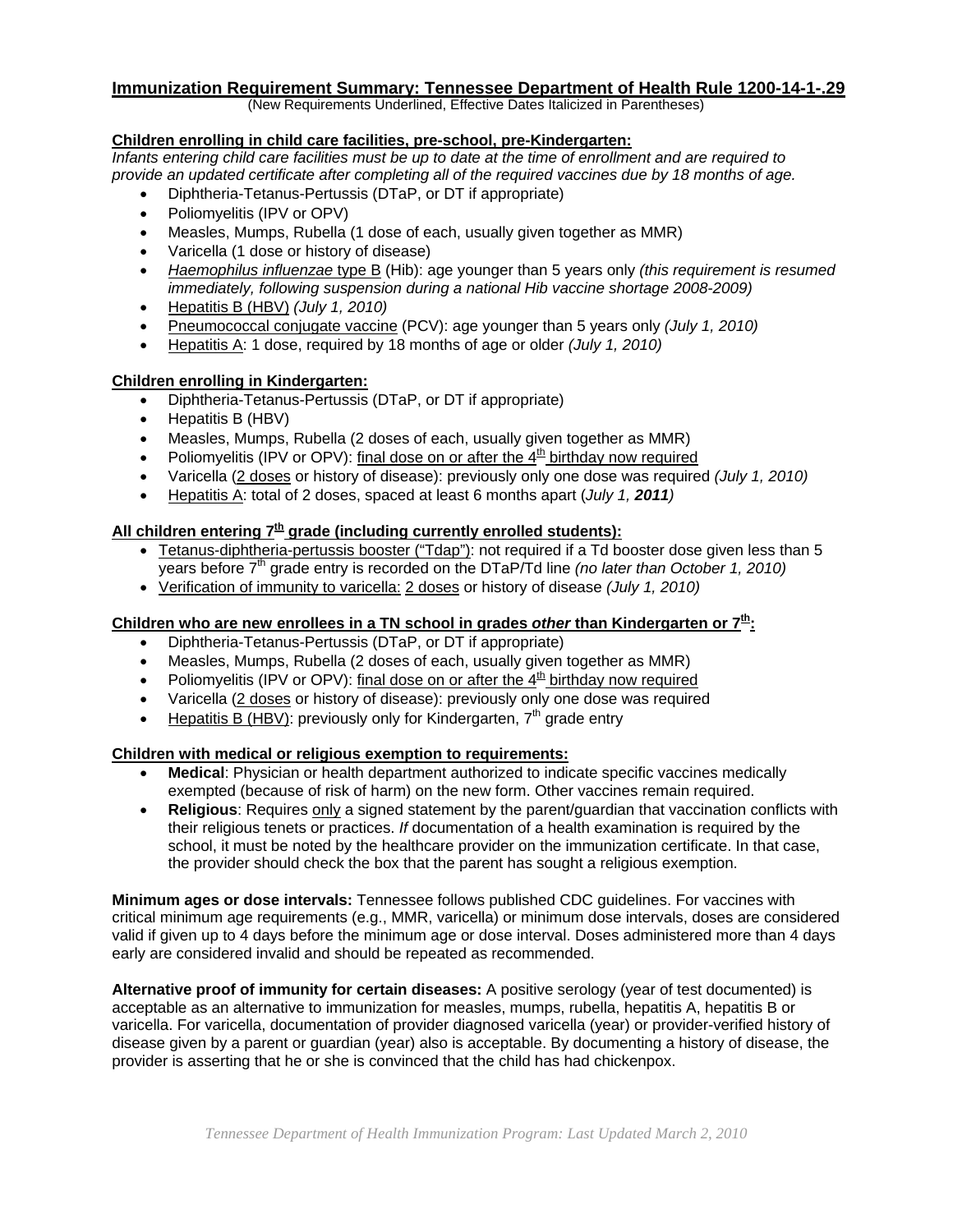# Immunization Requirement Summary: Tennessee Department of Health Rule 1200-14-1-.29

(New Requirements Underlined, Effective Dates Italicized in Parentheses)

## Children enrolling in child care facilities, pre-school, pre-Kindergarten:

*Infants entering child care facilities must be up to date at the time of enrollment and are required to provide an updated certificate after completing all of the required vaccines due by 18 months of age.*

- Diphtheria-Tetanus-Pertussis (DTaP, or DT if appropriate)
- Poliomyelitis (IPV or OPV)
- Measles, Mumps, Rubella (1 dose of each, usually given together as MMR)
- Varicella (1 dose or history of disease)
- *Haemophilus influenzae* type B (Hib): age younger than 5 years only *(this requirement is resumed immediately, following suspension during a national Hib vaccine shortage 2008-2009)*
- Hepatitis B (HBV) *(July 1, 2010)*
- Pneumococcal conjugate vaccine (PCV): age younger than 5 years only *(July 1, 2010)*
- Hepatitis A: 1 dose, required by 18 months of age or older *(July 1, 2010)*

## Children enrolling in Kindergarten:

- Diphtheria-Tetanus-Pertussis (DTaP, or DT if appropriate)
- Hepatitis B (HBV)
- Measles, Mumps, Rubella (2 doses of each, usually given together as MMR)
- Poliomyelitis (IPV or OPV): final dose on or after the 4th birthday now required
- Varicella (2 doses or history of disease): previously only one dose was required *(July 1, 2010)*
- Hepatitis A: total of 2 doses, spaced at least 6 months apart (*July 1, **2011***)

## All children entering 7th grade (including currently enrolled students):

- Tetanus-diphtheria-pertussis booster ("Tdap"): not required if a Td booster dose given less than 5 years before 7th grade entry is recorded on the DTaP/Td line *(no later than October 1, 2010)*
- Verification of immunity to varicella: 2 doses or history of disease *(July 1, 2010)*

## Children who are new enrollees in a TN school in grades *other* than Kindergarten or 7th:

- Diphtheria-Tetanus-Pertussis (DTaP, or DT if appropriate)
- Measles, Mumps, Rubella (2 doses of each, usually given together as MMR)
- Poliomyelitis (IPV or OPV): final dose on or after the 4th birthday now required
- Varicella (2 doses or history of disease): previously only one dose was required
- Hepatitis B (HBV): previously only for Kindergarten, 7th grade entry

## Children with medical or religious exemption to requirements:

- **Medical**: Physician or health department authorized to indicate specific vaccines medically exempted (because of risk of harm) on the new form. Other vaccines remain required.
- **Religious**: Requires only a signed statement by the parent/guardian that vaccination conflicts with their religious tenets or practices. *If* documentation of a health examination is required by the school, it must be noted by the healthcare provider on the immunization certificate. In that case, the provider should check the box that the parent has sought a religious exemption.

**Minimum ages or dose intervals:** Tennessee follows published CDC guidelines. For vaccines with critical minimum age requirements (e.g., MMR, varicella) or minimum dose intervals, doses are considered valid if given up to 4 days before the minimum age or dose interval. Doses administered more than 4 days early are considered invalid and should be repeated as recommended.

**Alternative proof of immunity for certain diseases:** A positive serology (year of test documented) is acceptable as an alternative to immunization for measles, mumps, rubella, hepatitis A, hepatitis B or varicella. For varicella, documentation of provider diagnosed varicella (year) or provider-verified history of disease given by a parent or guardian (year) also is acceptable. By documenting a history of disease, the provider is asserting that he or she is convinced that the child has had chickenpox.

*Tennessee Department of Health Immunization Program: Last Updated March 2, 2010*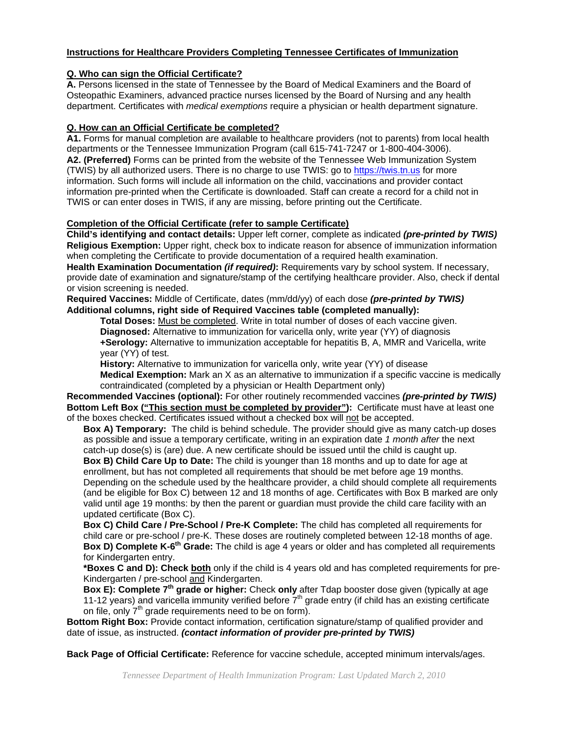## Instructions for Healthcare Providers Completing Tennessee Certificates of Immunization

### Q. Who can sign the Official Certificate?

**A.** Persons licensed in the state of Tennessee by the Board of Medical Examiners and the Board of Osteopathic Examiners, advanced practice nurses licensed by the Board of Nursing and any health department. Certificates with *medical exemptions* require a physician or health department signature.

### Q. How can an Official Certificate be completed?

**A1.** Forms for manual completion are available to healthcare providers (not to parents) from local health departments or the Tennessee Immunization Program (call 615-741-7247 or 1-800-404-3006).

**A2. (Preferred)** Forms can be printed from the website of the Tennessee Web Immunization System (TWIS) by all authorized users. There is no charge to use TWIS: go to https://twis.tn.us for more information. Such forms will include all information on the child, vaccinations and provider contact information pre-printed when the Certificate is downloaded. Staff can create a record for a child not in TWIS or can enter doses in TWIS, if any are missing, before printing out the Certificate.

### Completion of the Official Certificate (refer to sample Certificate)

**Child's identifying and contact details:** Upper left corner, complete as indicated ***(pre-printed by TWIS)***

**Religious Exemption:** Upper right, check box to indicate reason for absence of immunization information when completing the Certificate to provide documentation of a required health examination.

**Health Examination Documentation *(if required)*:** Requirements vary by school system. If necessary, provide date of examination and signature/stamp of the certifying healthcare provider. Also, check if dental or vision screening is needed.

**Required Vaccines:** Middle of Certificate, dates (mm/dd/yy) of each dose ***(pre-printed by TWIS)***

**Additional columns, right side of Required Vaccines table (completed manually):**

- **Total Doses:** Must be completed. Write in total number of doses of each vaccine given.
- **Diagnosed:** Alternative to immunization for varicella only, write year (YY) of diagnosis
- **+Serology:** Alternative to immunization acceptable for hepatitis B, A, MMR and Varicella, write year (YY) of test.
- **History:** Alternative to immunization for varicella only, write year (YY) of disease
- **Medical Exemption:** Mark an X as an alternative to immunization if a specific vaccine is medically contraindicated (completed by a physician or Health Department only)

**Recommended Vaccines (optional):** For other routinely recommended vaccines ***(pre-printed by TWIS)***

**Bottom Left Box ("This section must be completed by provider"):** Certificate must have at least one of the boxes checked. Certificates issued without a checked box will not be accepted.

- **Box A) Temporary:** The child is behind schedule. The provider should give as many catch-up doses as possible and issue a temporary certificate, writing in an expiration date *1 month after* the next catch-up dose(s) is (are) due. A new certificate should be issued until the child is caught up.
- **Box B) Child Care Up to Date:** The child is younger than 18 months and up to date for age at enrollment, but has not completed all requirements that should be met before age 19 months. Depending on the schedule used by the healthcare provider, a child should complete all requirements (and be eligible for Box C) between 12 and 18 months of age. Certificates with Box B marked are only valid until age 19 months: by then the parent or guardian must provide the child care facility with an updated certificate (Box C).
- **Box C) Child Care / Pre-School / Pre-K Complete:** The child has completed all requirements for child care or pre-school / pre-K. These doses are routinely completed between 12-18 months of age.
- **Box D) Complete K-6th Grade:** The child is age 4 years or older and has completed all requirements for Kindergarten entry.
- **\*Boxes C and D): Check both** only if the child is 4 years old and has completed requirements for pre-Kindergarten / pre-school and Kindergarten.
- **Box E): Complete 7th grade or higher:** Check **only** after Tdap booster dose given (typically at age 11-12 years) and varicella immunity verified before 7th grade entry (if child has an existing certificate on file, only 7th grade requirements need to be on form).

**Bottom Right Box:** Provide contact information, certification signature/stamp of qualified provider and date of issue, as instructed. ***(contact information of provider pre-printed by TWIS)***

**Back Page of Official Certificate:** Reference for vaccine schedule, accepted minimum intervals/ages.

*Tennessee Department of Health Immunization Program: Last Updated March 2, 2010*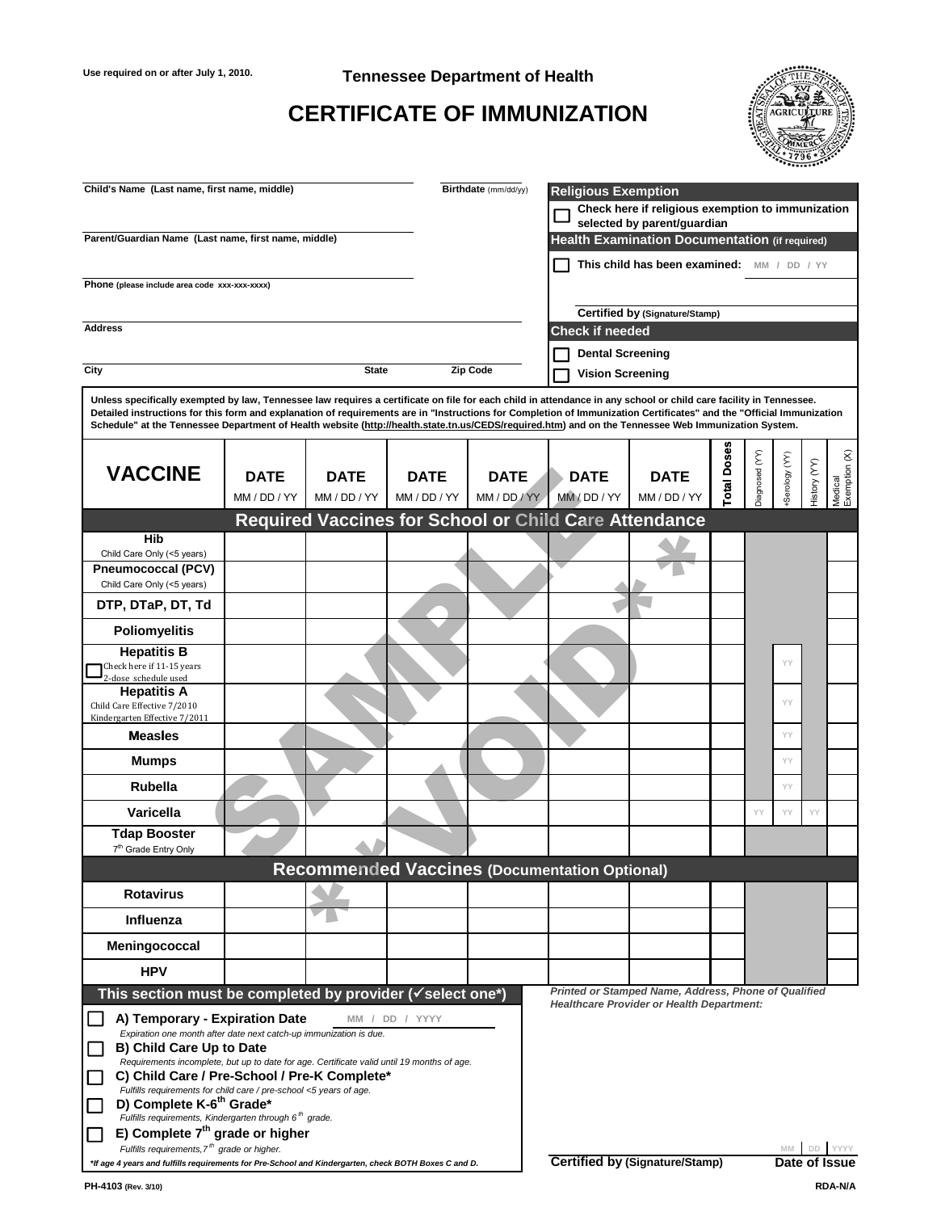Use required on or after July 1, 2010.

Tennessee Department of Health

# CERTIFICATE OF IMMUNIZATION

**Child's Name (Last name, first name, middle)** | **Birthdate** (mm/dd/yy)

**Parent/Guardian Name (Last name, first name, middle)**

**Phone** (please include area code xxx-xxx-xxxx)

**Address**

**City** | **State** | **Zip Code**

**Religious Exemption**

☐ Check here if religious exemption to immunization selected by parent/guardian

**Health Examination Documentation** (if required)

☐ This child has been examined: MM / DD / YY

Certified by (Signature/Stamp)

**Check if needed**

☐ Dental Screening

☐ Vision Screening

**Unless specifically exempted by law, Tennessee law requires a certificate on file for each child in attendance in any school or child care facility in Tennessee. Detailed instructions for this form and explanation of requirements are in "Instructions for Completion of Immunization Certificates" and the "Official Immunization Schedule" at the Tennessee Department of Health website (http://health.state.tn.us/CEDS/required.htm) and on the Tennessee Web Immunization System.**

SAMPLE *VOID*

| VACCINE | DATE MM / DD / YY | DATE MM / DD / YY | DATE MM / DD / YY | DATE MM / DD / YY | DATE MM / DD / YY | DATE MM / DD / YY | Total Doses | Diagnosed (YY) | +Serology (YY) | History (YY) | Medical Exemption (X) |
|---|---|---|---|---|---|---|---|---|---|---|---|
| **Required Vaccines for School or Child Care Attendance** | | | | | | | | | | | |
| **Hib** Child Care Only (<5 years) | | | | | | | | | | | |
| **Pneumococcal (PCV)** Child Care Only (<5 years) | | | | | | | | | | | |
| **DTP, DTaP, DT, Td** | | | | | | | | | | | |
| **Poliomyelitis** | | | | | | | | | | | |
| **Hepatitis B** ☐ Check here if 11-15 years 2-dose schedule used | | | | | | | | | YY | | |
| **Hepatitis A** Child Care Effective 7/2010 Kindergarten Effective 7/2011 | | | | | | | | | YY | | |
| **Measles** | | | | | | | | | YY | | |
| **Mumps** | | | | | | | | | YY | | |
| **Rubella** | | | | | | | | | YY | | |
| **Varicella** | | | | | | | | YY | YY | YY | |
| **Tdap Booster** 7th Grade Entry Only | | | | | | | | | | | |
| **Recommended Vaccines (Documentation Optional)** | | | | | | | | | | | |
| **Rotavirus** | | | | | | | | | | | |
| **Influenza** | | | | | | | | | | | |
| **Meningococcal** | | | | | | | | | | | |
| **HPV** | | | | | | | | | | | |

**This section must be completed by provider (✓select one*)**

☐ **A) Temporary - Expiration Date** MM / DD / YYYY
*Expiration one month after date next catch-up immunization is due.*

☐ **B) Child Care Up to Date**
*Requirements incomplete, but up to date for age. Certificate valid until 19 months of age.*

☐ **C) Child Care / Pre-School / Pre-K Complete***
*Fulfills requirements for child care / pre-school <5 years of age.*

☐ **D) Complete K-6th Grade***
*Fulfills requirements, Kindergarten through 6th grade.*

☐ **E) Complete 7th grade or higher**
*Fulfills requirements, 7th grade or higher.*

**\*If age 4 years and fulfills requirements for Pre-School and Kindergarten, check BOTH Boxes C and D.**

***Printed or Stamped Name, Address, Phone of Qualified Healthcare Provider or Health Department:***

**Certified by (Signature/Stamp)** | MM DD YYYY **Date of Issue**

PH-4103 (Rev. 3/10) RDA-N/A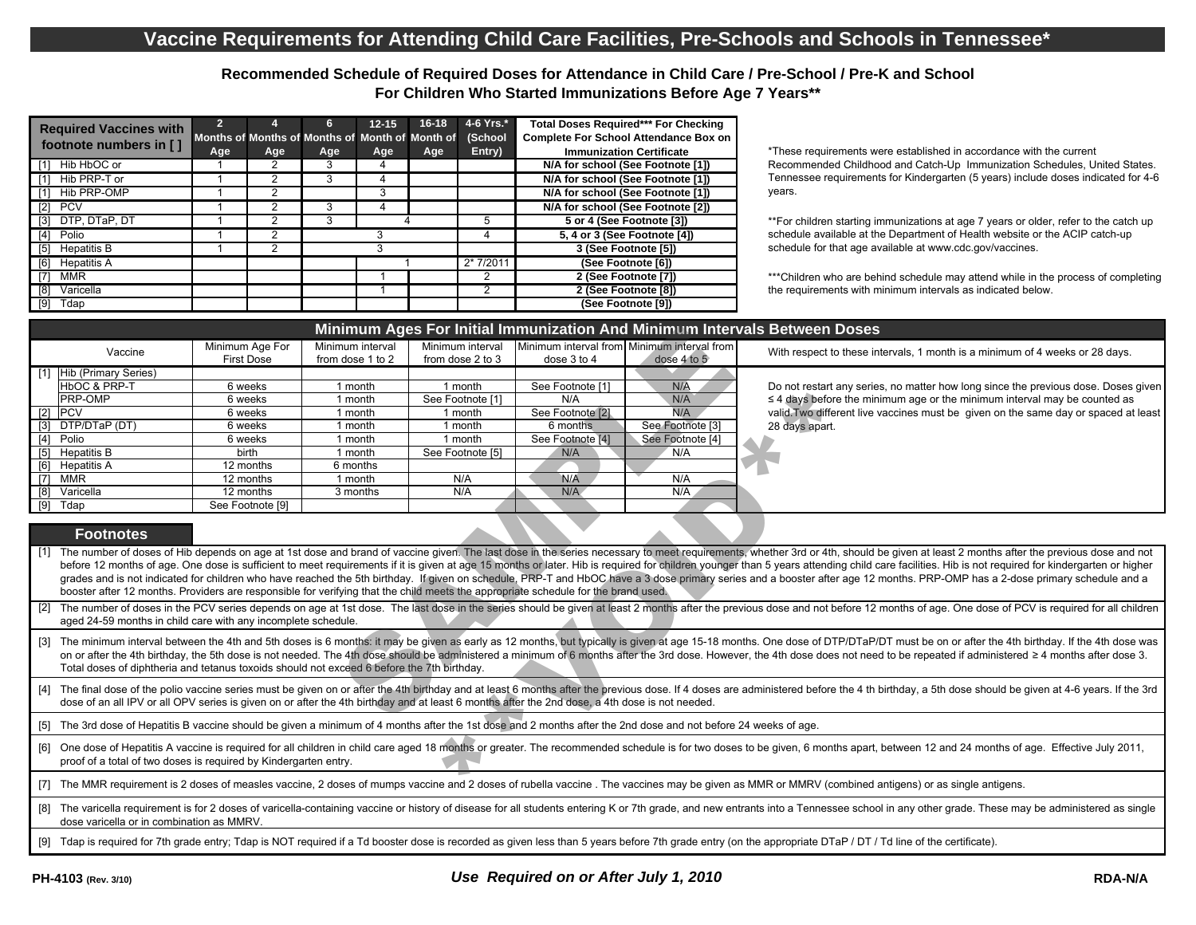# Vaccine Requirements for Attending Child Care Facilities, Pre-Schools and Schools in Tennessee*

## Recommended Schedule of Required Doses for Attendance in Child Care / Pre-School / Pre-K and School For Children Who Started Immunizations Before Age 7 Years**

| Required Vaccines with footnote numbers in [ ] | 2 Months of Age | 4 Months of Age | 6 Months of Age | 12-15 Month of Age | 16-18 Month of Age | 4-6 Yrs.* (School Entry) | Total Doses Required*** For Checking Complete For School Attendance Box on Immunization Certificate |
|---|---|---|---|---|---|---|---|
| [1] Hib HbOC or | 1 | 2 | 3 | 4 | | | N/A for school (See Footnote [1]) |
| [1] Hib PRP-T or | 1 | 2 | 3 | 4 | | | N/A for school (See Footnote [1]) |
| [1] Hib PRP-OMP | 1 | 2 | | 3 | | | N/A for school (See Footnote [1]) |
| [2] PCV | 1 | 2 | 3 | 4 | | | N/A for school (See Footnote [2]) |
| [3] DTP, DTaP, DT | 1 | 2 | 3 | 4 | | 5 | 5 or 4 (See Footnote [3]) |
| [4] Polio | 1 | 2 | 3 | | | 4 | 5, 4 or 3 (See Footnote [4]) |
| [5] Hepatitis B | 1 | 2 | 3 | | | | 3 (See Footnote [5]) |
| [6] Hepatitis A | | | | 1 | | 2* 7/2011 | (See Footnote [6]) |
| [7] MMR | | | | 1 | | 2 | 2 (See Footnote [7]) |
| [8] Varicella | | | | 1 | | 2 | 2 (See Footnote [8]) |
| [9] Tdap | | | | | | | (See Footnote [9]) |

*These requirements were established in accordance with the current Recommended Childhood and Catch-Up Immunization Schedules, United States. Tennessee requirements for Kindergarten (5 years) include doses indicated for 4-6 years.

**For children starting immunizations at age 7 years or older, refer to the catch up schedule available at the Department of Health website or the ACIP catch-up schedule for that age available at www.cdc.gov/vaccines.

***Children who are behind schedule may attend while in the process of completing the requirements with minimum intervals as indicated below.

## Minimum Ages For Initial Immunization And Minimum Intervals Between Doses

| Vaccine | Minimum Age For First Dose | Minimum interval from dose 1 to 2 | Minimum interval from dose 2 to 3 | Minimum interval from dose 3 to 4 | Minimum interval from dose 4 to 5 |
|---|---|---|---|---|---|
| [1] Hib (Primary Series) | | | | | |
| HbOC & PRP-T | 6 weeks | 1 month | 1 month | See Footnote [1] | N/A |
| PRP-OMP | 6 weeks | 1 month | See Footnote [1] | N/A | N/A |
| [2] PCV | 6 weeks | 1 month | 1 month | See Footnote [2] | N/A |
| [3] DTP/DTaP (DT) | 6 weeks | 1 month | 1 month | 6 months | See Footnote [3] |
| [4] Polio | 6 weeks | 1 month | 1 month | See Footnote [4] | See Footnote [4] |
| [5] Hepatitis B | birth | 1 month | See Footnote [5] | N/A | N/A |
| [6] Hepatitis A | 12 months | 6 months | | | |
| [7] MMR | 12 months | 1 month | N/A | N/A | N/A |
| [8] Varicella | 12 months | 3 months | N/A | N/A | N/A |
| [9] Tdap | See Footnote [9] | | | | |

With respect to these intervals, 1 month is a minimum of 4 weeks or 28 days.

Do not restart any series, no matter how long since the previous dose. Doses given ≤ 4 days before the minimum age or the minimum interval may be counted as valid. Two different live vaccines must be given on the same day or spaced at least 28 days apart.

## Footnotes

[1] The number of doses of Hib depends on age at 1st dose and brand of vaccine given. The last dose in the series necessary to meet requirements, whether 3rd or 4th, should be given at least 2 months after the previous dose and not before 12 months of age. One dose is sufficient to meet requirements if it is given at age 15 months or later. Hib is required for children younger than 5 years attending child care facilities. Hib is not required for kindergarten or higher grades and is not indicated for children who have reached the 5th birthday. If given on schedule, PRP-T and HbOC have a 3 dose primary series and a booster after age 12 months. PRP-OMP has a 2-dose primary schedule and a booster after 12 months. Providers are responsible for verifying that the child meets the appropriate schedule for the brand used.

[2] The number of doses in the PCV series depends on age at 1st dose. The last dose in the series should be given at least 2 months after the previous dose and not before 12 months of age. One dose of PCV is required for all children aged 24-59 months in child care with any incomplete schedule.

[3] The minimum interval between the 4th and 5th doses is 6 months: it may be given as early as 12 months, but typically is given at age 15-18 months. One dose of DTP/DTaP/DT must be on or after the 4th birthday. If the 4th dose was on or after the 4th birthday, the 5th dose is not needed. The 4th dose should be administered a minimum of 6 months after the 3rd dose. However, the 4th dose does not need to be repeated if administered ≥ 4 months after dose 3. Total doses of diphtheria and tetanus toxoids should not exceed 6 before the 7th birthday.

[4] The final dose of the polio vaccine series must be given on or after the 4th birthday and at least 6 months after the previous dose. If 4 doses are administered before the 4 th birthday, a 5th dose should be given at 4-6 years. If the 3rd dose of an all IPV or all OPV series is given on or after the 4th birthday and at least 6 months after the 2nd dose, a 4th dose is not needed.

[5] The 3rd dose of Hepatitis B vaccine should be given a minimum of 4 months after the 1st dose and 2 months after the 2nd dose and not before 24 weeks of age.

[6] One dose of Hepatitis A vaccine is required for all children in child care aged 18 months or greater. The recommended schedule is for two doses to be given, 6 months apart, between 12 and 24 months of age. Effective July 2011, proof of a total of two doses is required by Kindergarten entry.

[7] The MMR requirement is 2 doses of measles vaccine, 2 doses of mumps vaccine and 2 doses of rubella vaccine . The vaccines may be given as MMR or MMRV (combined antigens) or as single antigens.

[8] The varicella requirement is for 2 doses of varicella-containing vaccine or history of disease for all students entering K or 7th grade, and new entrants into a Tennessee school in any other grade. These may be administered as single dose varicella or in combination as MMRV.

[9] Tdap is required for 7th grade entry; Tdap is NOT required if a Td booster dose is recorded as given less than 5 years before 7th grade entry (on the appropriate DTaP / DT / Td line of the certificate).

PH-4103 (Rev. 3/10) *Use Required on or After July 1, 2010* RDA-N/A